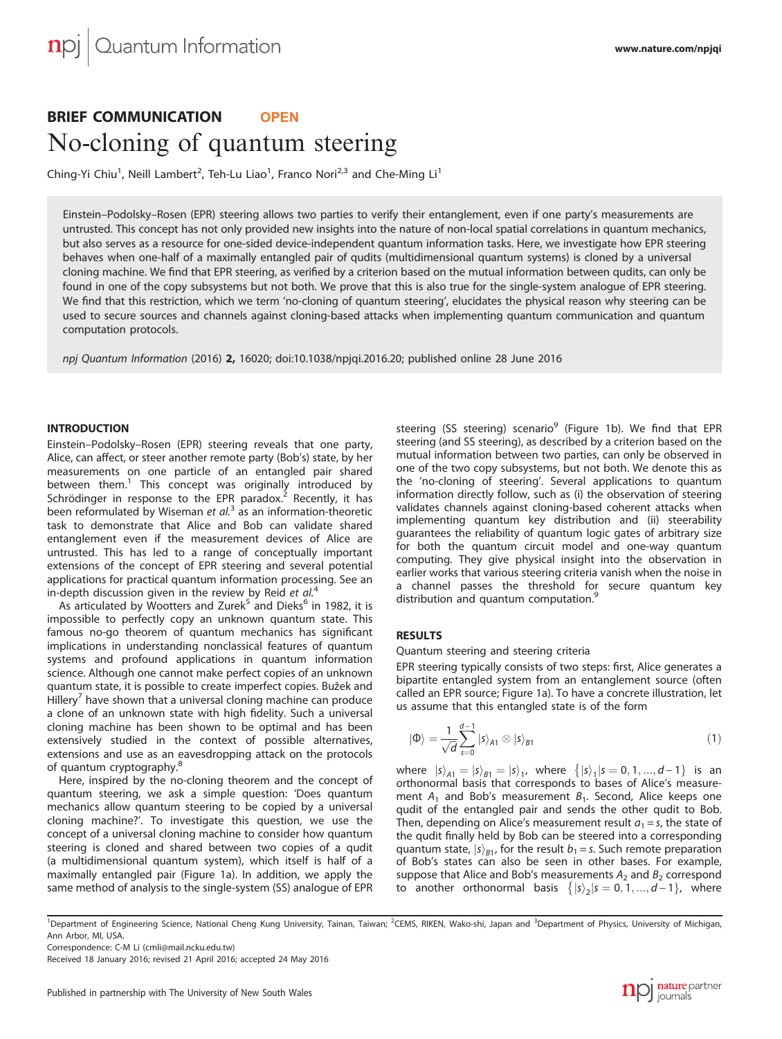## BRIEF COMMUNICATION OPEN

# No-cloning of quantum steering

Ching-Yi Chiu[1], Neill Lambert[2], Teh-Lu Liao[1], Franco Nori[2,3] and Che-Ming Li[1]

Einstein–Podolsky–Rosen (EPR) steering allows two parties to verify their entanglement, even if one party's measurements are untrusted. This concept has not only provided new insights into the nature of non-local spatial correlations in quantum mechanics, but also serves as a resource for one-sided device-independent quantum information tasks. Here, we investigate how EPR steering behaves when one-half of a maximally entangled pair of qudits (multidimensional quantum systems) is cloned by a universal cloning machine. We find that EPR steering, as verified by a criterion based on the mutual information between qudits, can only be found in one of the copy subsystems but not both. We prove that this is also true for the single-system analogue of EPR steering. We find that this restriction, which we term 'no-cloning of quantum steering', elucidates the physical reason why steering can be used to secure sources and channels against cloning-based attacks when implementing quantum communication and quantum computation protocols.

*npj Quantum Information* (2016) **2,** 16020; doi:10.1038/npjqi.2016.20; published online 28 June 2016

## INTRODUCTION

Einstein–Podolsky–Rosen (EPR) steering reveals that one party, Alice, can affect, or steer another remote party (Bob's) state, by her measurements on one particle of an entangled pair shared between them.[1] This concept was originally introduced by Schrödinger in response to the EPR paradox.[2] Recently, it has been reformulated by Wiseman *et al.*[3] as an information-theoretic task to demonstrate that Alice and Bob can validate shared entanglement even if the measurement devices of Alice are untrusted. This has led to a range of conceptually important extensions of the concept of EPR steering and several potential applications for practical quantum information processing. See an in-depth discussion given in the review by Reid *et al.*[4]

As articulated by Wootters and Zurek[5] and Dieks[6] in 1982, it is impossible to perfectly copy an unknown quantum state. This famous no-go theorem of quantum mechanics has significant implications in understanding nonclassical features of quantum systems and profound applications in quantum information science. Although one cannot make perfect copies of an unknown quantum state, it is possible to create imperfect copies. Bužek and Hillery[7] have shown that a universal cloning machine can produce a clone of an unknown state with high fidelity. Such a universal cloning machine has been shown to be optimal and has been extensively studied in the context of possible alternatives, extensions and use as an eavesdropping attack on the protocols of quantum cryptography.[8]

Here, inspired by the no-cloning theorem and the concept of quantum steering, we ask a simple question: 'Does quantum mechanics allow quantum steering to be copied by a universal cloning machine?'. To investigate this question, we use the concept of a universal cloning machine to consider how quantum steering is cloned and shared between two copies of a qudit (a multidimensional quantum system), which itself is half of a maximally entangled pair (Figure 1a). In addition, we apply the same method of analysis to the single-system (SS) analogue of EPR steering (SS steering) scenario[9] (Figure 1b). We find that EPR steering (and SS steering), as described by a criterion based on the mutual information between two parties, can only be observed in one of the two copy subsystems, but not both. We denote this as the 'no-cloning of steering'. Several applications to quantum information directly follow, such as (i) the observation of steering validates channels against cloning-based coherent attacks when implementing quantum key distribution and (ii) steerability guarantees the reliability of quantum logic gates of arbitrary size for both the quantum circuit model and one-way quantum computing. They give physical insight into the observation in earlier works that various steering criteria vanish when the noise in a channel passes the threshold for secure quantum key distribution and quantum computation.[9]

## RESULTS

Quantum steering and steering criteria

EPR steering typically consists of two steps: first, Alice generates a bipartite entangled system from an entanglement source (often called an EPR source; Figure 1a). To have a concrete illustration, let us assume that this entangled state is of the form

$$|\Phi\rangle = \frac{1}{\sqrt{d}}\sum_{s=0}^{d-1}|s\rangle_{A1}\otimes|s\rangle_{B1} \tag{1}$$

where $|s\rangle_{A1} = |s\rangle_{B1} = |s\rangle_1$, where $\{|s\rangle_1|s = 0, 1, ..., d-1\}$ is an orthonormal basis that corresponds to bases of Alice's measurement $A_1$ and Bob's measurement $B_1$. Second, Alice keeps one qudit of the entangled pair and sends the other qudit to Bob. Then, depending on Alice's measurement result $a_1 = s$, the state of the qudit finally held by Bob can be steered into a corresponding quantum state, $|s\rangle_{B1}$, for the result $b_1 = s$. Such remote preparation of Bob's states can also be seen in other bases. For example, suppose that Alice and Bob's measurements $A_2$ and $B_2$ correspond to another orthonormal basis $\{|s\rangle_2|s = 0, 1, ..., d-1\}$, where

[1]Department of Engineering Science, National Cheng Kung University, Tainan, Taiwan; [2]CEMS, RIKEN, Wako-shi, Japan and [3]Department of Physics, University of Michigan, Ann Arbor, MI, USA.
Correspondence: C-M Li (cmli@mail.ncku.edu.tw)
Received 18 January 2016; revised 21 April 2016; accepted 24 May 2016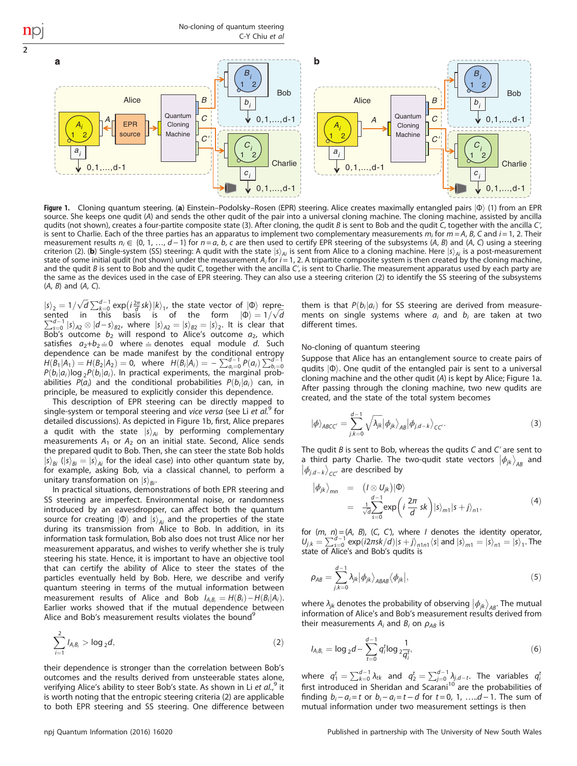**Figure 1.** Cloning quantum steering. (**a**) Einstein–Podolsky–Rosen (EPR) steering. Alice creates maximally entangled pairs $|\Phi\rangle$ (1) from an EPR source. She keeps one qudit ($A$) and sends the other qudit of the pair into a universal cloning machine. The cloning machine, assisted by ancilla qudits (not shown), creates a four-partite composite state (3). After cloning, the qudit $B$ is sent to Bob and the qudit $C$, together with the ancilla $C'$, is sent to Charlie. Each of the three parties has an apparatus to implement two complementary measurements $m_i$ for $m = A$, $B$, $C$ and $i = 1$, 2. Their measurement results $n_i \in \{0, 1, \ldots, d-1\}$ for $n = a$, $b$, $c$ are then used to certify EPR steering of the subsystems ($A$, $B$) and ($A$, $C$) using a steering criterion (2). (**b**) Single-system (SS) steering: A qudit with the state $|s\rangle_{Ai}$ is sent from Alice to a cloning machine. Here $|s\rangle_{Ai}$ is a post-measurement state of some initial qudit (not shown) under the measurement $A_i$ for $i = 1$, 2. A tripartite composite state is then created by the cloning machine, and the qudit $B$ is sent to Bob and the qudit $C$, together with the ancilla $C'$, is sent to Charlie. The measurement apparatus used by each party are the same as the devices used in the case of EPR steering. They can also use a steering criterion (2) to identify the SS steering of the subsystems ($A$, $B$) and ($A$, $C$).

$|s\rangle_2 = 1/\sqrt{d}\sum_{k=0}^{d-1}\exp\left(i\frac{2\pi}{d}sk\right)|k\rangle_1$, the state vector of $|\Phi\rangle$ represented in this basis is of the form $|\Phi\rangle = 1/\sqrt{d}\sum_{s=0}^{d-1}|s\rangle_{A2}\otimes|d-s\rangle_{B2}$, where $|s\rangle_{A2} = |s\rangle_{B2} = |s\rangle_2$. It is clear that Bob's outcome $b_2$ will respond to Alice's outcome $a_2$, which satisfies $a_2 + b_2 \doteq 0$ where $\doteq$ denotes equal module $d$. Such dependence can be made manifest by the conditional entropy $H(B_1|A_1) = H(B_2|A_2) = 0$, where $H(B_i|A_i) = -\sum_{a_i=0}^{d-1}P(a_i)\sum_{b_i=0}^{d-1}P(b_i|a_i)\log_2 P(b_i|a_i)$. In practical experiments, the marginal probabilities $P(a_i)$ and the conditional probabilities $P(b_i|a_i)$ can, in principle, be measured to explicitly consider this dependence.

This description of EPR steering can be directly mapped to single-system or temporal steering and *vice versa* (see Li *et al.*[9] for detailed discussions). As depicted in Figure 1b, first, Alice prepares a qudit with the state $|s\rangle_{Ai}$ by performing complementary measurements $A_1$ or $A_2$ on an initial state. Second, Alice sends the prepared qudit to Bob. Then, she can steer the state Bob holds $|s\rangle_{Bi}$ ($|s\rangle_{Bi} = |s\rangle_{Ai}$ for the ideal case) into other quantum state by, for example, asking Bob, via a classical channel, to perform a unitary transformation on $|s\rangle_{Bi}$.

In practical situations, demonstrations of both EPR steering and SS steering are imperfect. Environmental noise, or randomness introduced by an eavesdropper, can affect both the quantum source for creating $|\Phi\rangle$ and $|s\rangle_{Ai}$ and the properties of the state during its transmission from Alice to Bob. In addition, in its information task formulation, Bob also does not trust Alice nor her measurement apparatus, and wishes to verify whether she is truly steering his state. Hence, it is important to have an objective tool that can certify the ability of Alice to steer the states of the particles eventually held by Bob. Here, we describe and verify quantum steering in terms of the mutual information between measurement results of Alice and Bob $I_{A_iB_i} = H(B_i) - H(B_i|A_i)$. Earlier works showed that if the mutual dependence between Alice and Bob's measurement results violates the bound[9]

$$\sum_{i=1}^{2} I_{A_iB_i} > \log_2 d, \tag{2}$$

their dependence is stronger than the correlation between Bob's outcomes and the results derived from unsteerable states alone, verifying Alice's ability to steer Bob's state. As shown in Li *et al.*,[9] it is worth noting that the entropic steering criteria (2) are applicable to both EPR steering and SS steering. One difference between them is that $P(b_i|a_i)$ for SS steering are derived from measurements on single systems where $a_i$ and $b_i$ are taken at two different times.

## No-cloning of quantum steering

Suppose that Alice has an entanglement source to create pairs of qudits $|\Phi\rangle$. One qudit of the entangled pair is sent to a universal cloning machine and the other qudit ($A$) is kept by Alice; Figure 1a. After passing through the cloning machine, two new qudits are created, and the state of the total system becomes

$$|\phi\rangle_{ABCC'} = \sum_{j,k=0}^{d-1}\sqrt{\lambda_{jk}}|\phi_{jk}\rangle_{AB}|\phi_{j,d-k}\rangle_{CC'}. \tag{3}$$

The qudit $B$ is sent to Bob, whereas the qudits $C$ and $C'$ are sent to a third party Charlie. The two-qudit state vectors $|\phi_{jk}\rangle_{AB}$ and $|\phi_{j,d-k}\rangle_{CC'}$ are described by

$$\begin{aligned}|\phi_{jk}\rangle_{mn} &= (I\otimes U_{jk})|\Phi\rangle \\ &= \frac{1}{\sqrt{d}}\sum_{s=0}^{d-1}\exp\left(i\frac{2\pi}{d}sk\right)|s\rangle_{m1}|s+j\rangle_{n1},\end{aligned} \tag{4}$$

for $(m, n) = (A, B)$, $(C, C')$, where $I$ denotes the identity operator, $U_{j,k} = \sum_{s=0}^{d-1}\exp(i2\pi sk/d)|s+j\rangle_{n1n1}\langle s|$ and $|s\rangle_{m1} = |s\rangle_{n1} = |s\rangle_1$. The state of Alice's and Bob's qudits is

$$\rho_{AB} = \sum_{j,k=0}^{d-1}\lambda_{jk}|\phi_{jk}\rangle_{ABAB}\langle\phi_{jk}|, \tag{5}$$

where $\lambda_{jk}$ denotes the probability of observing $|\phi_{jk}\rangle_{AB}$. The mutual information of Alice's and Bob's measurement results derived from their measurements $A_i$ and $B_i$ on $\rho_{AB}$ is

$$I_{A_iB_i} = \log_2 d - \sum_{t=0}^{d-1} q_i^t \log_2 \frac{1}{q_i^t}, \tag{6}$$

where $q_1^t = \sum_{k=0}^{d-1}\lambda_{tk}$ and $q_2^t = \sum_{j=0}^{d-1}\lambda_{j,d-t}$. The variables $q_i^t$ first introduced in Sheridan and Scarani[10] are the probabilities of finding $b_i - a_i = t$ or $b_i - a_i = t - d$ for $t = 0, 1, \ldots, d-1$. The sum of mutual information under two measurement settings is then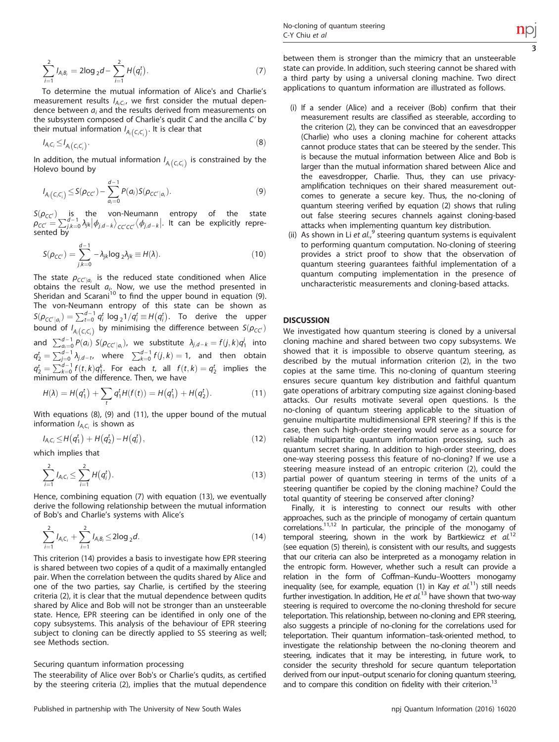$$\sum_{i=1}^{2} I_{A_iB_i} = 2\log_2 d - \sum_{i=1}^{2} H(q_i^t). \tag{7}$$

To determine the mutual information of Alice's and Charlie's measurement results $I_{A_iC_i}$, we first consider the mutual dependence between $a_i$ and the results derived from measurements on the subsystem composed of Charlie's qudit $C$ and the ancilla $C'$ by their mutual information $I_{A_i(C_iC_i')}$. It is clear that

$$I_{A_iC_i} \leq I_{A_i(C_iC_i')}. \tag{8}$$

In addition, the mutual information $I_{A_i(C_iC_i')}$ is constrained by the Holevo bound by

$$I_{A_i(C_iC_i')} \leq S(\rho_{CC'}) - \sum_{a_i=0}^{d-1} P(a_i) S(\rho_{CC'|a_i}). \tag{9}$$

$S(\rho_{CC'})$ is the von-Neumann entropy of the state $\rho_{CC'} = \sum_{j,k=0}^{d-1} \lambda_{jk} |\phi_{j,d-k}\rangle_{CC'CC'}\langle\phi_{j,d-k}|$. It can be explicitly represented by

$$S(\rho_{CC'}) = \sum_{j,k=0}^{d-1} -\lambda_{jk}\log_2\lambda_{jk} \equiv H(\lambda). \tag{10}$$

The state $\rho_{CC'|a_i}$ is the reduced state conditioned when Alice obtains the result $a_i$. Now, we use the method presented in Sheridan and Scarani[10] to find the upper bound in equation (9). The von-Neumann entropy of this state can be shown as $S(\rho_{CC'|a_i}) = \sum_{t=0}^{d-1} q_i^t \log_2 1/q_i^t \equiv H(q_i^t)$. To derive the upper bound of $I_{A_i(C_iC_i')}$ by minimising the difference between $S(\rho_{CC'})$ and $\sum_{a_i=0}^{d-1} P(a_i)\, S(\rho_{CC'|a_i})$, we substitute $\lambda_{j,d-k} = f(j,k) q_1^j$ into $q_2^t = \sum_{j=0}^{d-1} \lambda_{j,d-t}$, where $\sum_{k=0}^{d-1} f(j,k) = 1$, and then obtain $q_2^t = \sum_{k=0}^{d-1} f(t,k) q_1^k$. For each $t$, all $f(t,k) = q_2^t$ implies the minimum of the difference. Then, we have

$$H(\lambda) = H(q_1^t) + \sum_t q_1^t H(f(t)) = H(q_1^t) + H(q_2^t). \tag{11}$$

With equations (8), (9) and (11), the upper bound of the mutual information $I_{A_iC_i}$ is shown as

$$I_{A_iC_i} \leq H(q_1^t) + H(q_2^t) - H(q_i^t), \tag{12}$$

which implies that

$$\sum_{i=1}^{2} I_{A_iC_i} \leq \sum_{i=1}^{2} H(q_i^t). \tag{13}$$

Hence, combining equation (7) with equation (13), we eventually derive the following relationship between the mutual information of Bob's and Charlie's systems with Alice's

$$\sum_{i=1}^{2} I_{A_iC_i} + \sum_{i=1}^{2} I_{A_iB_i} \leq 2\log_2 d. \tag{14}$$

This criterion (14) provides a basis to investigate how EPR steering is shared between two copies of a qudit of a maximally entangled pair. When the correlation between the qudits shared by Alice and one of the two parties, say Charlie, is certified by the steering criteria (2), it is clear that the mutual dependence between qudits shared by Alice and Bob will not be stronger than an unsteerable state. Hence, EPR steering can be identified in only one of the copy subsystems. This analysis of the behaviour of EPR steering subject to cloning can be directly applied to SS steering as well; see Methods section.

### Securing quantum information processing

The steerability of Alice over Bob's or Charlie's qudits, as certified by the steering criteria (2), implies that the mutual dependence between them is stronger than the mimicry that an unsteerable state can provide. In addition, such steering cannot be shared with a third party by using a universal cloning machine. Two direct applications to quantum information are illustrated as follows.

(i) If a sender (Alice) and a receiver (Bob) confirm that their measurement results are classified as steerable, according to the criterion (2), they can be convinced that an eavesdropper (Charlie) who uses a cloning machine for coherent attacks cannot produce states that can be steered by the sender. This is because the mutual information between Alice and Bob is larger than the mutual information shared between Alice and the eavesdropper, Charlie. Thus, they can use privacy-amplification techniques on their shared measurement outcomes to generate a secure key. Thus, the no-cloning of quantum steering verified by equation (2) shows that ruling out false steering secures channels against cloning-based attacks when implementing quantum key distribution.

(ii) As shown in Li *et al.*,[9] steering quantum systems is equivalent to performing quantum computation. No-cloning of steering provides a strict proof to show that the observation of quantum steering guarantees faithful implementation of a quantum computing implementation in the presence of uncharacteristic measurements and cloning-based attacks.

## DISCUSSION

We investigated how quantum steering is cloned by a universal cloning machine and shared between two copy subsystems. We showed that it is impossible to observe quantum steering, as described by the mutual information criterion (2), in the two copies at the same time. This no-cloning of quantum steering ensures secure quantum key distribution and faithful quantum gate operations of arbitrary computing size against cloning-based attacks. Our results motivate several open questions. Is the no-cloning of quantum steering applicable to the situation of genuine multipartite multidimensional EPR steering? If this is the case, then such high-order steering would serve as a source for reliable multipartite quantum information processing, such as quantum secret sharing. In addition to high-order steering, does one-way steering possess this feature of no-cloning? If we use a steering measure instead of an entropic criterion (2), could the partial power of quantum steering in terms of the units of a steering quantifier be copied by the cloning machine? Could the total quantity of steering be conserved after cloning?

Finally, it is interesting to connect our results with other approaches, such as the principle of monogamy of certain quantum correlations.[11,12] In particular, the principle of the monogamy of temporal steering, shown in the work by Bartkiewicz *et al.*[12] (see equation (5) therein), is consistent with our results, and suggests that our criteria can also be interpreted as a monogamy relation in the entropic form. However, whether such a result can provide a relation in the form of Coffman–Kundu–Wootters monogamy inequality (see, for example, equation (1) in Kay *et al.*[11]) still needs further investigation. In addition, He *et al.*[13] have shown that two-way steering is required to overcome the no-cloning threshold for secure teleportation. This relationship, between no-cloning and EPR steering, also suggests a principle of no-cloning for the correlations used for teleportation. Their quantum information–task-oriented method, to investigate the relationship between the no-cloning theorem and steering, indicates that it may be interesting, in future work, to consider the security threshold for secure quantum teleportation derived from our input–output scenario for cloning quantum steering, and to compare this condition on fidelity with their criterion.[13]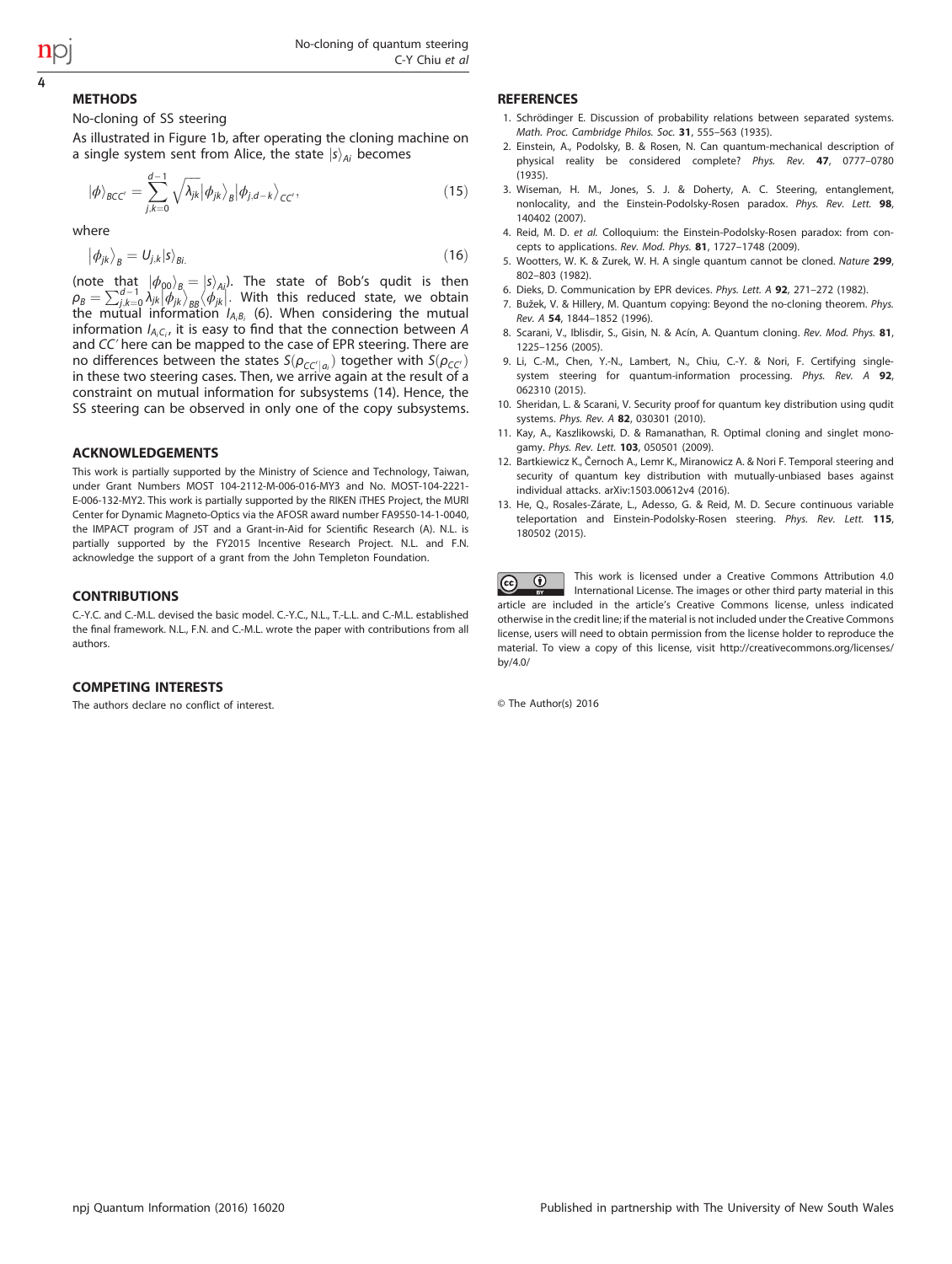## METHODS

### No-cloning of SS steering

As illustrated in Figure 1b, after operating the cloning machine on a single system sent from Alice, the state $|s\rangle_{Ai}$ becomes

$$|\phi\rangle_{BCC'} = \sum_{j,k=0}^{d-1} \sqrt{\lambda_{jk}} |\phi_{jk}\rangle_B |\phi_{j,d-k}\rangle_{CC'}, \tag{15}$$

where

$$|\phi_{jk}\rangle_B = U_{j,k}|s\rangle_{Bi.} \tag{16}$$

(note that $|\phi_{00}\rangle_B = |s\rangle_{Ai}$). The state of Bob's qudit is then $\rho_B = \sum_{j,k=0}^{d-1} \lambda_{jk} |\phi_{jk}\rangle_{BB}\langle\phi_{jk}|$. With this reduced state, we obtain the mutual information $I_{A_iB_i}$ (6). When considering the mutual information $I_{A_iC_i}$, it is easy to find that the connection between $A$ and $CC'$ here can be mapped to the case of EPR steering. There are no differences between the states $S(\rho_{CC'|a_i})$ together with $S(\rho_{CC'})$ in these two steering cases. Then, we arrive again at the result of a constraint on mutual information for subsystems (14). Hence, the SS steering can be observed in only one of the copy subsystems.

## ACKNOWLEDGEMENTS

This work is partially supported by the Ministry of Science and Technology, Taiwan, under Grant Numbers MOST 104-2112-M-006-016-MY3 and No. MOST-104-2221-E-006-132-MY2. This work is partially supported by the RIKEN iTHES Project, the MURI Center for Dynamic Magneto-Optics via the AFOSR award number FA9550-14-1-0040, the IMPACT program of JST and a Grant-in-Aid for Scientific Research (A). N.L. is partially supported by the FY2015 Incentive Research Project. N.L. and F.N. acknowledge the support of a grant from the John Templeton Foundation.

## CONTRIBUTIONS

C.-Y.C. and C.-M.L. devised the basic model. C.-Y.C., N.L., T.-L.L. and C.-M.L. established the final framework. N.L., F.N. and C.-M.L. wrote the paper with contributions from all authors.

## COMPETING INTERESTS

The authors declare no conflict of interest.

## REFERENCES

1. Schrödinger E. Discussion of probability relations between separated systems. *Math. Proc. Cambridge Philos. Soc.* **31**, 555–563 (1935).
2. Einstein, A., Podolsky, B. & Rosen, N. Can quantum-mechanical description of physical reality be considered complete? *Phys. Rev.* **47**, 0777–0780 (1935).
3. Wiseman, H. M., Jones, S. J. & Doherty, A. C. Steering, entanglement, nonlocality, and the Einstein-Podolsky-Rosen paradox. *Phys. Rev. Lett.* **98**, 140402 (2007).
4. Reid, M. D. *et al.* Colloquium: the Einstein-Podolsky-Rosen paradox: from concepts to applications. *Rev. Mod. Phys.* **81**, 1727–1748 (2009).
5. Wootters, W. K. & Zurek, W. H. A single quantum cannot be cloned. *Nature* **299**, 802–803 (1982).
6. Dieks, D. Communication by EPR devices. *Phys. Lett. A* **92**, 271–272 (1982).
7. Bužek, V. & Hillery, M. Quantum copying: Beyond the no-cloning theorem. *Phys. Rev. A* **54**, 1844–1852 (1996).
8. Scarani, V., Iblisdir, S., Gisin, N. & Acín, A. Quantum cloning. *Rev. Mod. Phys.* **81**, 1225–1256 (2005).
9. Li, C.-M., Chen, Y.-N., Lambert, N., Chiu, C.-Y. & Nori, F. Certifying single-system steering for quantum-information processing. *Phys. Rev. A* **92**, 062310 (2015).
10. Sheridan, L. & Scarani, V. Security proof for quantum key distribution using qudit systems. *Phys. Rev. A* **82**, 030301 (2010).
11. Kay, A., Kaszlikowski, D. & Ramanathan, R. Optimal cloning and singlet monogamy. *Phys. Rev. Lett.* **103**, 050501 (2009).
12. Bartkiewicz K., Černoch A., Lemr K., Miranowicz A. & Nori F. Temporal steering and security of quantum key distribution with mutually-unbiased bases against individual attacks. arXiv:1503.00612v4 (2016).
13. He, Q., Rosales-Zárate, L., Adesso, G. & Reid, M. D. Secure continuous variable teleportation and Einstein-Podolsky-Rosen steering. *Phys. Rev. Lett.* **115**, 180502 (2015).

This work is licensed under a Creative Commons Attribution 4.0 International License. The images or other third party material in this article are included in the article's Creative Commons license, unless indicated otherwise in the credit line; if the material is not included under the Creative Commons license, users will need to obtain permission from the license holder to reproduce the material. To view a copy of this license, visit http://creativecommons.org/licenses/by/4.0/

© The Author(s) 2016